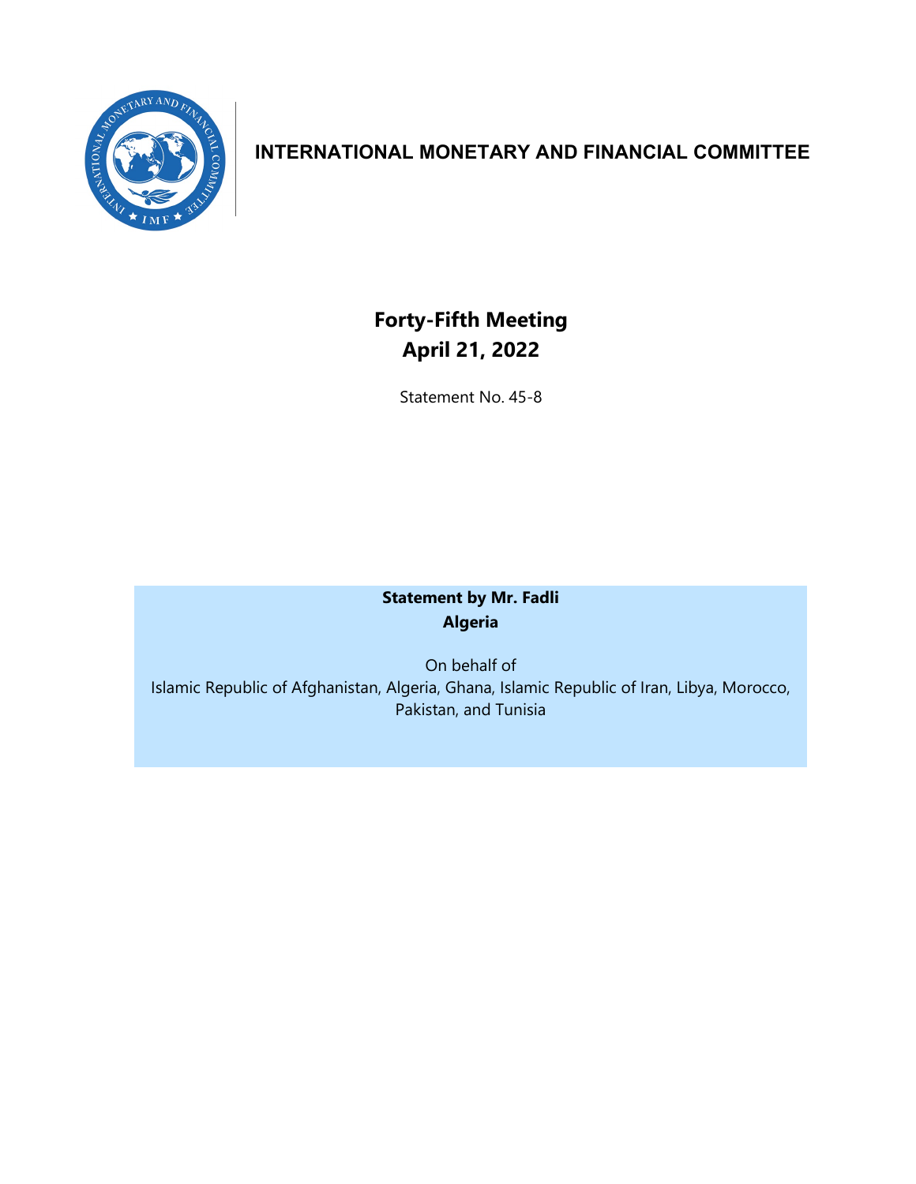# INTERNATIONAL MONETARY AND FINANCIAL COMMITTEE

**Forty-Fifth Meeting**
**April 21, 2022**

Statement No. 45-8

**Statement by Mr. Fadli**
**Algeria**

On behalf of
Islamic Republic of Afghanistan, Algeria, Ghana, Islamic Republic of Iran, Libya, Morocco, Pakistan, and Tunisia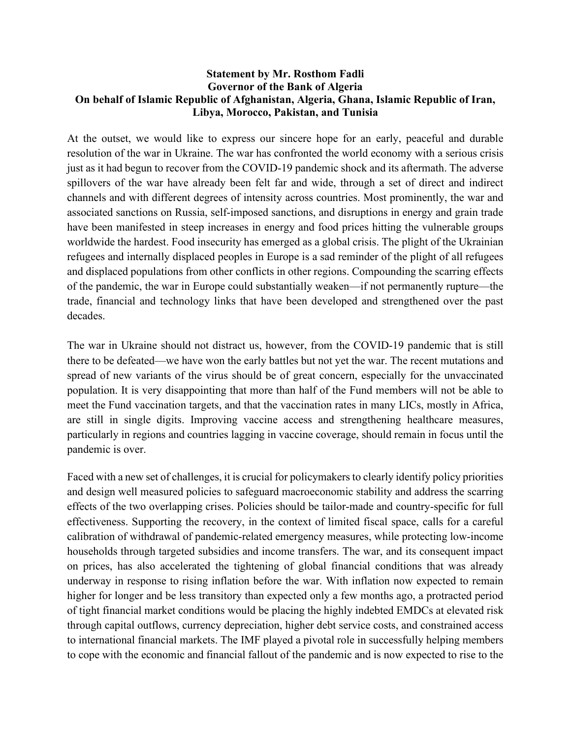**Statement by Mr. Rosthom Fadli**
**Governor of the Bank of Algeria**
**On behalf of Islamic Republic of Afghanistan, Algeria, Ghana, Islamic Republic of Iran, Libya, Morocco, Pakistan, and Tunisia**

At the outset, we would like to express our sincere hope for an early, peaceful and durable resolution of the war in Ukraine. The war has confronted the world economy with a serious crisis just as it had begun to recover from the COVID-19 pandemic shock and its aftermath. The adverse spillovers of the war have already been felt far and wide, through a set of direct and indirect channels and with different degrees of intensity across countries. Most prominently, the war and associated sanctions on Russia, self-imposed sanctions, and disruptions in energy and grain trade have been manifested in steep increases in energy and food prices hitting the vulnerable groups worldwide the hardest. Food insecurity has emerged as a global crisis. The plight of the Ukrainian refugees and internally displaced peoples in Europe is a sad reminder of the plight of all refugees and displaced populations from other conflicts in other regions. Compounding the scarring effects of the pandemic, the war in Europe could substantially weaken—if not permanently rupture—the trade, financial and technology links that have been developed and strengthened over the past decades.

The war in Ukraine should not distract us, however, from the COVID-19 pandemic that is still there to be defeated—we have won the early battles but not yet the war. The recent mutations and spread of new variants of the virus should be of great concern, especially for the unvaccinated population. It is very disappointing that more than half of the Fund members will not be able to meet the Fund vaccination targets, and that the vaccination rates in many LICs, mostly in Africa, are still in single digits. Improving vaccine access and strengthening healthcare measures, particularly in regions and countries lagging in vaccine coverage, should remain in focus until the pandemic is over.

Faced with a new set of challenges, it is crucial for policymakers to clearly identify policy priorities and design well measured policies to safeguard macroeconomic stability and address the scarring effects of the two overlapping crises. Policies should be tailor-made and country-specific for full effectiveness. Supporting the recovery, in the context of limited fiscal space, calls for a careful calibration of withdrawal of pandemic-related emergency measures, while protecting low-income households through targeted subsidies and income transfers. The war, and its consequent impact on prices, has also accelerated the tightening of global financial conditions that was already underway in response to rising inflation before the war. With inflation now expected to remain higher for longer and be less transitory than expected only a few months ago, a protracted period of tight financial market conditions would be placing the highly indebted EMDCs at elevated risk through capital outflows, currency depreciation, higher debt service costs, and constrained access to international financial markets. The IMF played a pivotal role in successfully helping members to cope with the economic and financial fallout of the pandemic and is now expected to rise to the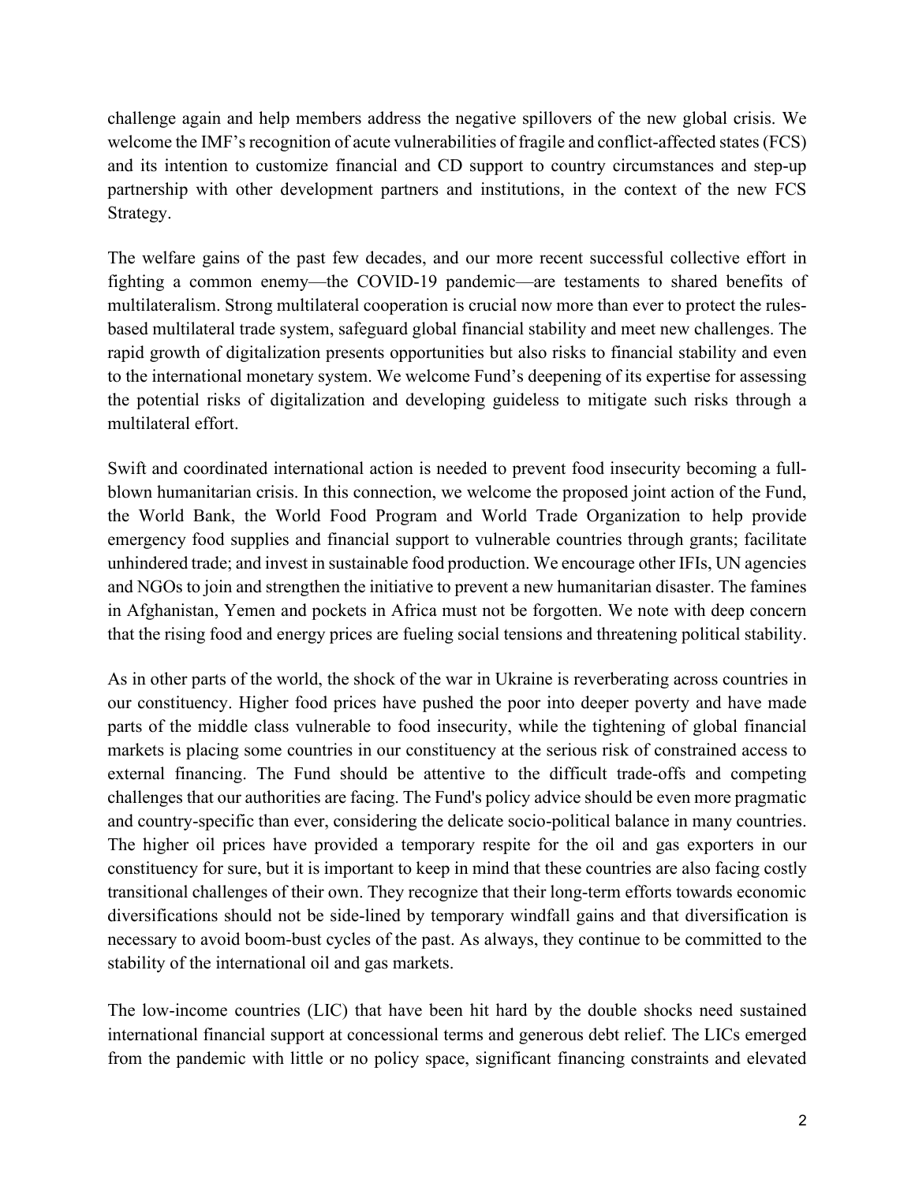challenge again and help members address the negative spillovers of the new global crisis. We welcome the IMF's recognition of acute vulnerabilities of fragile and conflict-affected states (FCS) and its intention to customize financial and CD support to country circumstances and step-up partnership with other development partners and institutions, in the context of the new FCS Strategy.

The welfare gains of the past few decades, and our more recent successful collective effort in fighting a common enemy—the COVID-19 pandemic—are testaments to shared benefits of multilateralism. Strong multilateral cooperation is crucial now more than ever to protect the rules-based multilateral trade system, safeguard global financial stability and meet new challenges. The rapid growth of digitalization presents opportunities but also risks to financial stability and even to the international monetary system. We welcome Fund's deepening of its expertise for assessing the potential risks of digitalization and developing guideless to mitigate such risks through a multilateral effort.

Swift and coordinated international action is needed to prevent food insecurity becoming a full-blown humanitarian crisis. In this connection, we welcome the proposed joint action of the Fund, the World Bank, the World Food Program and World Trade Organization to help provide emergency food supplies and financial support to vulnerable countries through grants; facilitate unhindered trade; and invest in sustainable food production. We encourage other IFIs, UN agencies and NGOs to join and strengthen the initiative to prevent a new humanitarian disaster. The famines in Afghanistan, Yemen and pockets in Africa must not be forgotten. We note with deep concern that the rising food and energy prices are fueling social tensions and threatening political stability.

As in other parts of the world, the shock of the war in Ukraine is reverberating across countries in our constituency. Higher food prices have pushed the poor into deeper poverty and have made parts of the middle class vulnerable to food insecurity, while the tightening of global financial markets is placing some countries in our constituency at the serious risk of constrained access to external financing. The Fund should be attentive to the difficult trade-offs and competing challenges that our authorities are facing. The Fund's policy advice should be even more pragmatic and country-specific than ever, considering the delicate socio-political balance in many countries. The higher oil prices have provided a temporary respite for the oil and gas exporters in our constituency for sure, but it is important to keep in mind that these countries are also facing costly transitional challenges of their own. They recognize that their long-term efforts towards economic diversifications should not be side-lined by temporary windfall gains and that diversification is necessary to avoid boom-bust cycles of the past. As always, they continue to be committed to the stability of the international oil and gas markets.

The low-income countries (LIC) that have been hit hard by the double shocks need sustained international financial support at concessional terms and generous debt relief. The LICs emerged from the pandemic with little or no policy space, significant financing constraints and elevated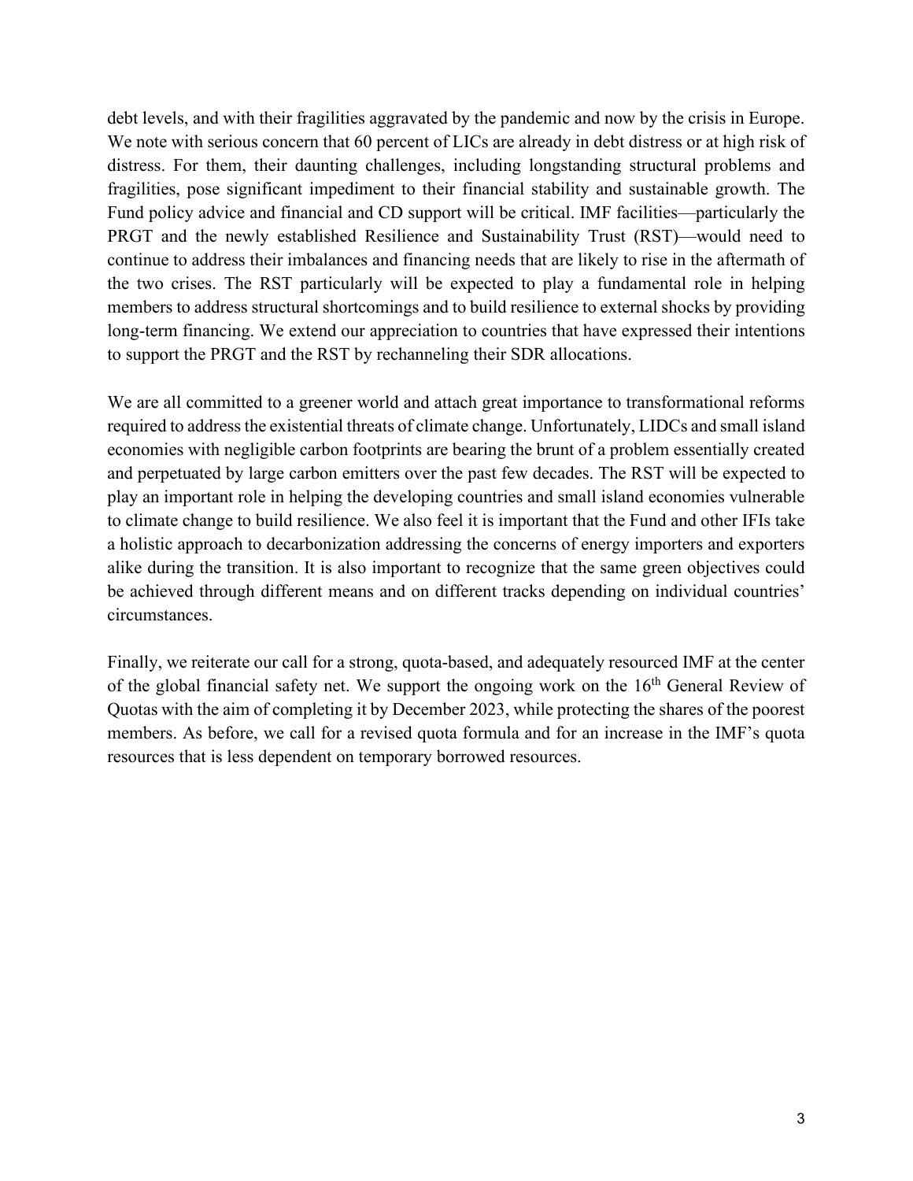debt levels, and with their fragilities aggravated by the pandemic and now by the crisis in Europe. We note with serious concern that 60 percent of LICs are already in debt distress or at high risk of distress. For them, their daunting challenges, including longstanding structural problems and fragilities, pose significant impediment to their financial stability and sustainable growth. The Fund policy advice and financial and CD support will be critical. IMF facilities—particularly the PRGT and the newly established Resilience and Sustainability Trust (RST)—would need to continue to address their imbalances and financing needs that are likely to rise in the aftermath of the two crises. The RST particularly will be expected to play a fundamental role in helping members to address structural shortcomings and to build resilience to external shocks by providing long-term financing. We extend our appreciation to countries that have expressed their intentions to support the PRGT and the RST by rechanneling their SDR allocations.

We are all committed to a greener world and attach great importance to transformational reforms required to address the existential threats of climate change. Unfortunately, LIDCs and small island economies with negligible carbon footprints are bearing the brunt of a problem essentially created and perpetuated by large carbon emitters over the past few decades. The RST will be expected to play an important role in helping the developing countries and small island economies vulnerable to climate change to build resilience. We also feel it is important that the Fund and other IFIs take a holistic approach to decarbonization addressing the concerns of energy importers and exporters alike during the transition. It is also important to recognize that the same green objectives could be achieved through different means and on different tracks depending on individual countries' circumstances.

Finally, we reiterate our call for a strong, quota-based, and adequately resourced IMF at the center of the global financial safety net. We support the ongoing work on the 16th General Review of Quotas with the aim of completing it by December 2023, while protecting the shares of the poorest members. As before, we call for a revised quota formula and for an increase in the IMF's quota resources that is less dependent on temporary borrowed resources.